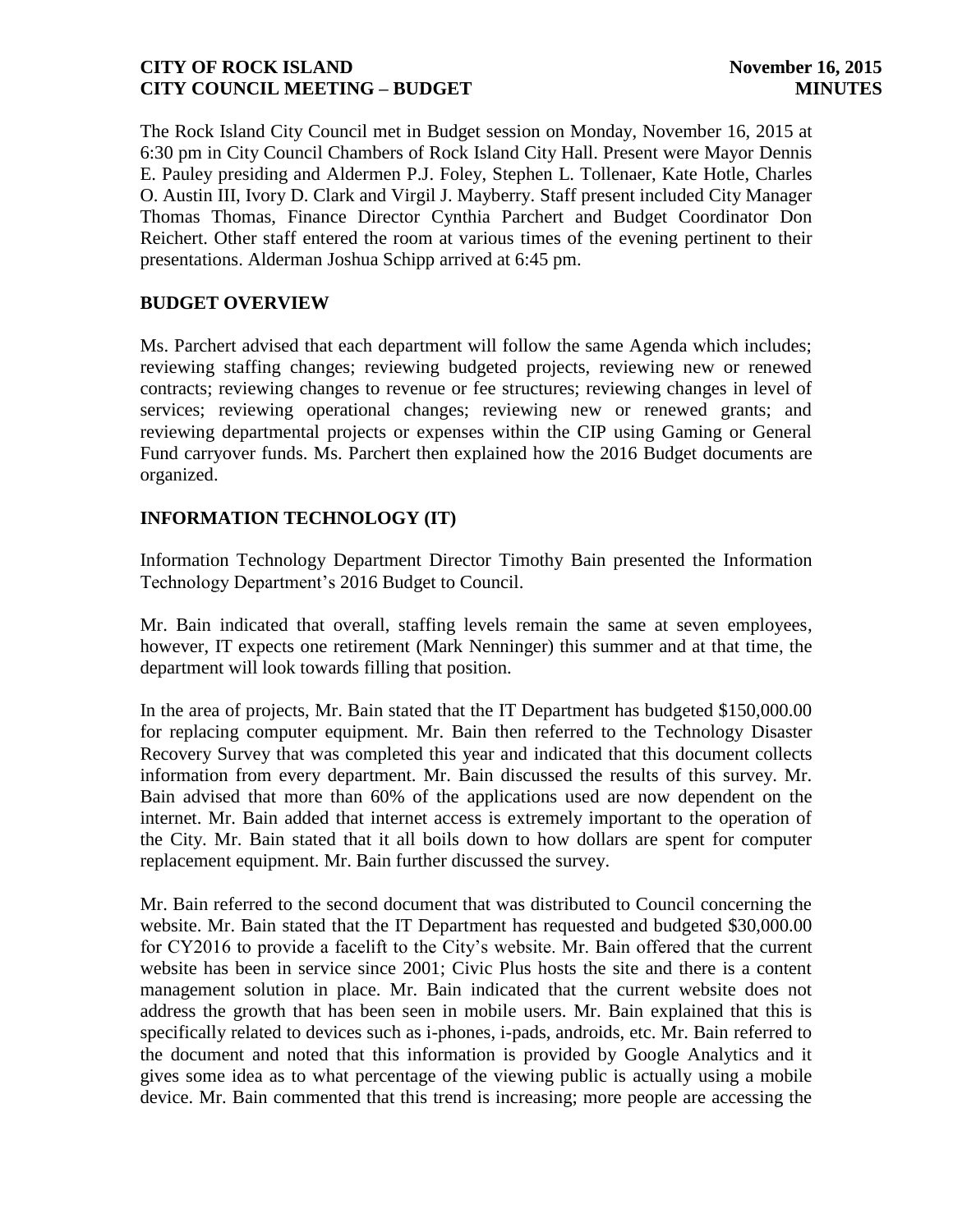The Rock Island City Council met in Budget session on Monday, November 16, 2015 at 6:30 pm in City Council Chambers of Rock Island City Hall. Present were Mayor Dennis E. Pauley presiding and Aldermen P.J. Foley, Stephen L. Tollenaer, Kate Hotle, Charles O. Austin III, Ivory D. Clark and Virgil J. Mayberry. Staff present included City Manager Thomas Thomas, Finance Director Cynthia Parchert and Budget Coordinator Don Reichert. Other staff entered the room at various times of the evening pertinent to their presentations. Alderman Joshua Schipp arrived at 6:45 pm.

## BUDGET OVERVIEW

Ms. Parchert advised that each department will follow the same Agenda which includes; reviewing staffing changes; reviewing budgeted projects, reviewing new or renewed contracts; reviewing changes to revenue or fee structures; reviewing changes in level of services; reviewing operational changes; reviewing new or renewed grants; and reviewing departmental projects or expenses within the CIP using Gaming or General Fund carryover funds. Ms. Parchert then explained how the 2016 Budget documents are organized.

## INFORMATION TECHNOLOGY (IT)

Information Technology Department Director Timothy Bain presented the Information Technology Department's 2016 Budget to Council.

Mr. Bain indicated that overall, staffing levels remain the same at seven employees, however, IT expects one retirement (Mark Nenninger) this summer and at that time, the department will look towards filling that position.

In the area of projects, Mr. Bain stated that the IT Department has budgeted $150,000.00 for replacing computer equipment. Mr. Bain then referred to the Technology Disaster Recovery Survey that was completed this year and indicated that this document collects information from every department. Mr. Bain discussed the results of this survey. Mr. Bain advised that more than 60% of the applications used are now dependent on the internet. Mr. Bain added that internet access is extremely important to the operation of the City. Mr. Bain stated that it all boils down to how dollars are spent for computer replacement equipment. Mr. Bain further discussed the survey.

Mr. Bain referred to the second document that was distributed to Council concerning the website. Mr. Bain stated that the IT Department has requested and budgeted $30,000.00 for CY2016 to provide a facelift to the City's website. Mr. Bain offered that the current website has been in service since 2001; Civic Plus hosts the site and there is a content management solution in place. Mr. Bain indicated that the current website does not address the growth that has been seen in mobile users. Mr. Bain explained that this is specifically related to devices such as i-phones, i-pads, androids, etc. Mr. Bain referred to the document and noted that this information is provided by Google Analytics and it gives some idea as to what percentage of the viewing public is actually using a mobile device. Mr. Bain commented that this trend is increasing; more people are accessing the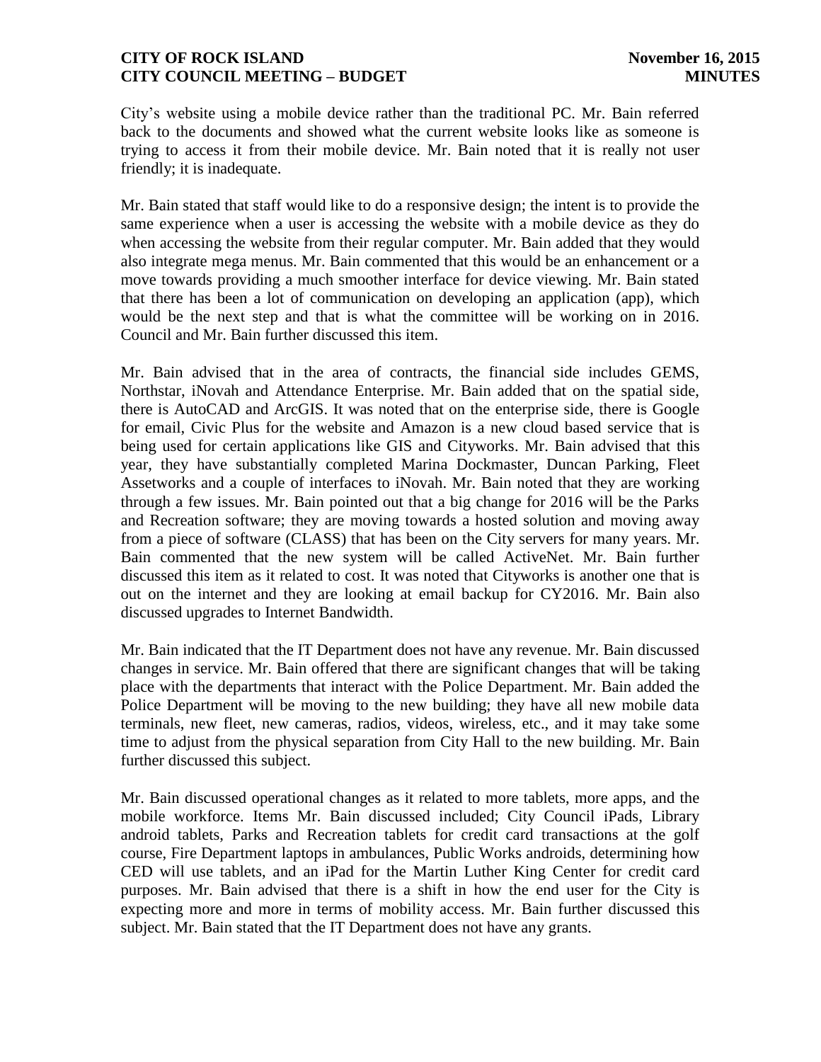City's website using a mobile device rather than the traditional PC. Mr. Bain referred back to the documents and showed what the current website looks like as someone is trying to access it from their mobile device. Mr. Bain noted that it is really not user friendly; it is inadequate.

Mr. Bain stated that staff would like to do a responsive design; the intent is to provide the same experience when a user is accessing the website with a mobile device as they do when accessing the website from their regular computer. Mr. Bain added that they would also integrate mega menus. Mr. Bain commented that this would be an enhancement or a move towards providing a much smoother interface for device viewing. Mr. Bain stated that there has been a lot of communication on developing an application (app), which would be the next step and that is what the committee will be working on in 2016. Council and Mr. Bain further discussed this item.

Mr. Bain advised that in the area of contracts, the financial side includes GEMS, Northstar, iNovah and Attendance Enterprise. Mr. Bain added that on the spatial side, there is AutoCAD and ArcGIS. It was noted that on the enterprise side, there is Google for email, Civic Plus for the website and Amazon is a new cloud based service that is being used for certain applications like GIS and Cityworks. Mr. Bain advised that this year, they have substantially completed Marina Dockmaster, Duncan Parking, Fleet Assetworks and a couple of interfaces to iNovah. Mr. Bain noted that they are working through a few issues. Mr. Bain pointed out that a big change for 2016 will be the Parks and Recreation software; they are moving towards a hosted solution and moving away from a piece of software (CLASS) that has been on the City servers for many years. Mr. Bain commented that the new system will be called ActiveNet. Mr. Bain further discussed this item as it related to cost. It was noted that Cityworks is another one that is out on the internet and they are looking at email backup for CY2016. Mr. Bain also discussed upgrades to Internet Bandwidth.

Mr. Bain indicated that the IT Department does not have any revenue. Mr. Bain discussed changes in service. Mr. Bain offered that there are significant changes that will be taking place with the departments that interact with the Police Department. Mr. Bain added the Police Department will be moving to the new building; they have all new mobile data terminals, new fleet, new cameras, radios, videos, wireless, etc., and it may take some time to adjust from the physical separation from City Hall to the new building. Mr. Bain further discussed this subject.

Mr. Bain discussed operational changes as it related to more tablets, more apps, and the mobile workforce. Items Mr. Bain discussed included; City Council iPads, Library android tablets, Parks and Recreation tablets for credit card transactions at the golf course, Fire Department laptops in ambulances, Public Works androids, determining how CED will use tablets, and an iPad for the Martin Luther King Center for credit card purposes. Mr. Bain advised that there is a shift in how the end user for the City is expecting more and more in terms of mobility access. Mr. Bain further discussed this subject. Mr. Bain stated that the IT Department does not have any grants.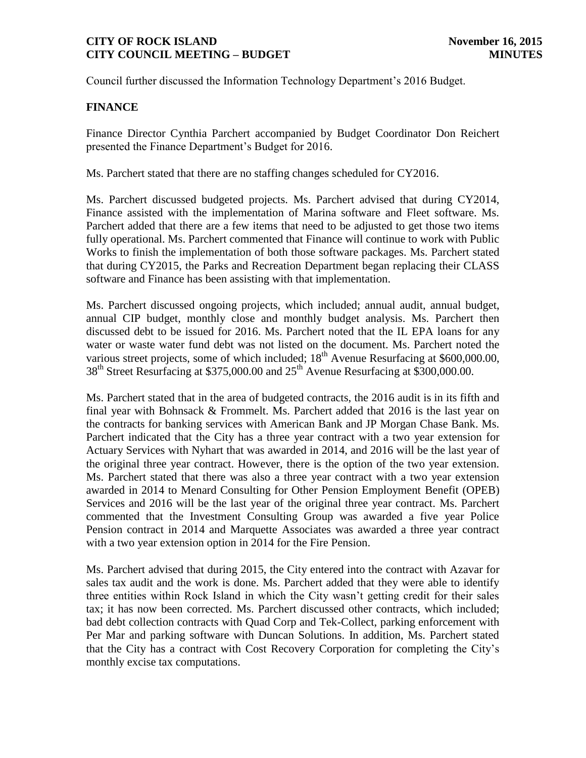Council further discussed the Information Technology Department's 2016 Budget.

## FINANCE

Finance Director Cynthia Parchert accompanied by Budget Coordinator Don Reichert presented the Finance Department's Budget for 2016.

Ms. Parchert stated that there are no staffing changes scheduled for CY2016.

Ms. Parchert discussed budgeted projects. Ms. Parchert advised that during CY2014, Finance assisted with the implementation of Marina software and Fleet software. Ms. Parchert added that there are a few items that need to be adjusted to get those two items fully operational. Ms. Parchert commented that Finance will continue to work with Public Works to finish the implementation of both those software packages. Ms. Parchert stated that during CY2015, the Parks and Recreation Department began replacing their CLASS software and Finance has been assisting with that implementation.

Ms. Parchert discussed ongoing projects, which included; annual audit, annual budget, annual CIP budget, monthly close and monthly budget analysis. Ms. Parchert then discussed debt to be issued for 2016. Ms. Parchert noted that the IL EPA loans for any water or waste water fund debt was not listed on the document. Ms. Parchert noted the various street projects, some of which included; 18th Avenue Resurfacing at $600,000.00, 38th Street Resurfacing at $375,000.00 and 25th Avenue Resurfacing at $300,000.00.

Ms. Parchert stated that in the area of budgeted contracts, the 2016 audit is in its fifth and final year with Bohnsack & Frommelt. Ms. Parchert added that 2016 is the last year on the contracts for banking services with American Bank and JP Morgan Chase Bank. Ms. Parchert indicated that the City has a three year contract with a two year extension for Actuary Services with Nyhart that was awarded in 2014, and 2016 will be the last year of the original three year contract. However, there is the option of the two year extension. Ms. Parchert stated that there was also a three year contract with a two year extension awarded in 2014 to Menard Consulting for Other Pension Employment Benefit (OPEB) Services and 2016 will be the last year of the original three year contract. Ms. Parchert commented that the Investment Consulting Group was awarded a five year Police Pension contract in 2014 and Marquette Associates was awarded a three year contract with a two year extension option in 2014 for the Fire Pension.

Ms. Parchert advised that during 2015, the City entered into the contract with Azavar for sales tax audit and the work is done. Ms. Parchert added that they were able to identify three entities within Rock Island in which the City wasn't getting credit for their sales tax; it has now been corrected. Ms. Parchert discussed other contracts, which included; bad debt collection contracts with Quad Corp and Tek-Collect, parking enforcement with Per Mar and parking software with Duncan Solutions. In addition, Ms. Parchert stated that the City has a contract with Cost Recovery Corporation for completing the City's monthly excise tax computations.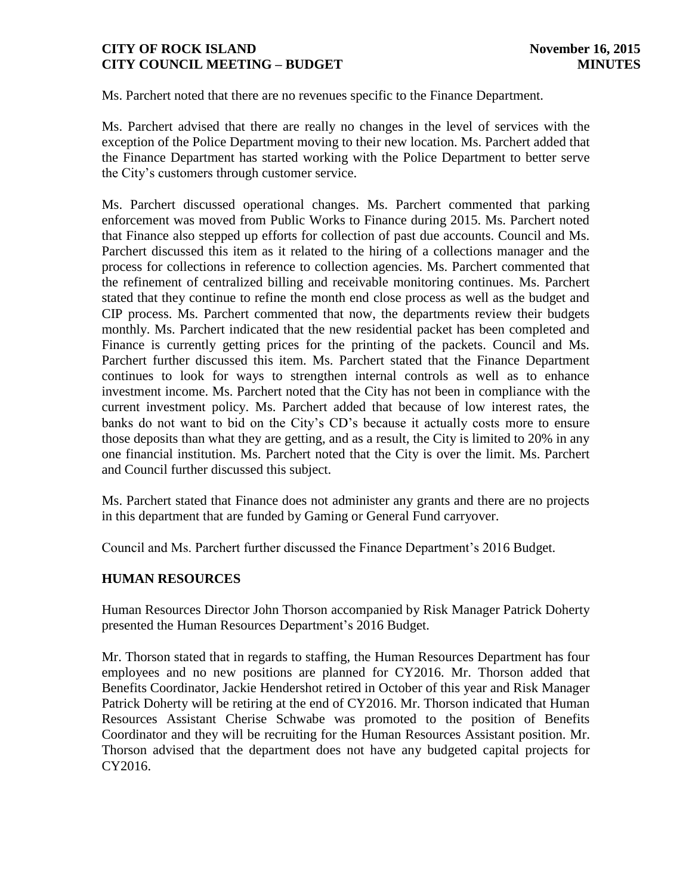Ms. Parchert noted that there are no revenues specific to the Finance Department.

Ms. Parchert advised that there are really no changes in the level of services with the exception of the Police Department moving to their new location. Ms. Parchert added that the Finance Department has started working with the Police Department to better serve the City's customers through customer service.

Ms. Parchert discussed operational changes. Ms. Parchert commented that parking enforcement was moved from Public Works to Finance during 2015. Ms. Parchert noted that Finance also stepped up efforts for collection of past due accounts. Council and Ms. Parchert discussed this item as it related to the hiring of a collections manager and the process for collections in reference to collection agencies. Ms. Parchert commented that the refinement of centralized billing and receivable monitoring continues. Ms. Parchert stated that they continue to refine the month end close process as well as the budget and CIP process. Ms. Parchert commented that now, the departments review their budgets monthly. Ms. Parchert indicated that the new residential packet has been completed and Finance is currently getting prices for the printing of the packets. Council and Ms. Parchert further discussed this item. Ms. Parchert stated that the Finance Department continues to look for ways to strengthen internal controls as well as to enhance investment income. Ms. Parchert noted that the City has not been in compliance with the current investment policy. Ms. Parchert added that because of low interest rates, the banks do not want to bid on the City's CD's because it actually costs more to ensure those deposits than what they are getting, and as a result, the City is limited to 20% in any one financial institution. Ms. Parchert noted that the City is over the limit. Ms. Parchert and Council further discussed this subject.

Ms. Parchert stated that Finance does not administer any grants and there are no projects in this department that are funded by Gaming or General Fund carryover.

Council and Ms. Parchert further discussed the Finance Department's 2016 Budget.

## HUMAN RESOURCES

Human Resources Director John Thorson accompanied by Risk Manager Patrick Doherty presented the Human Resources Department's 2016 Budget.

Mr. Thorson stated that in regards to staffing, the Human Resources Department has four employees and no new positions are planned for CY2016. Mr. Thorson added that Benefits Coordinator, Jackie Hendershot retired in October of this year and Risk Manager Patrick Doherty will be retiring at the end of CY2016. Mr. Thorson indicated that Human Resources Assistant Cherise Schwabe was promoted to the position of Benefits Coordinator and they will be recruiting for the Human Resources Assistant position. Mr. Thorson advised that the department does not have any budgeted capital projects for CY2016.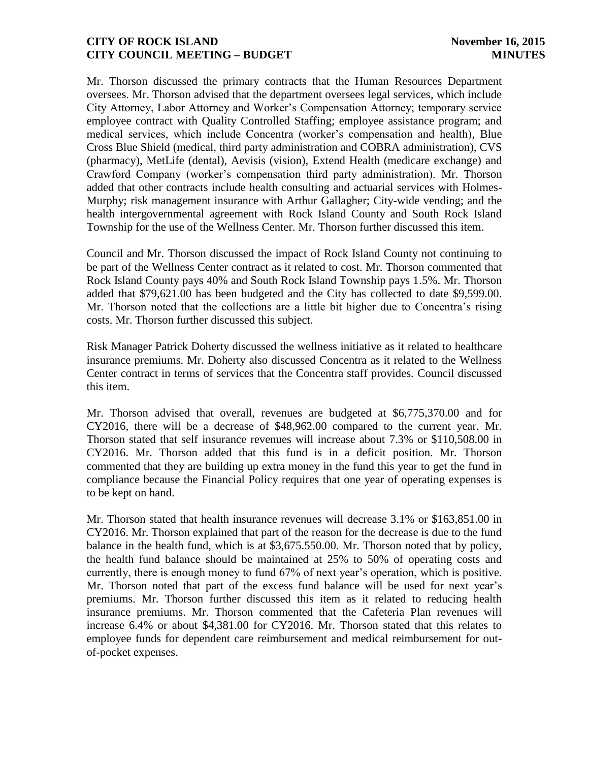Mr. Thorson discussed the primary contracts that the Human Resources Department oversees. Mr. Thorson advised that the department oversees legal services, which include City Attorney, Labor Attorney and Worker's Compensation Attorney; temporary service employee contract with Quality Controlled Staffing; employee assistance program; and medical services, which include Concentra (worker's compensation and health), Blue Cross Blue Shield (medical, third party administration and COBRA administration), CVS (pharmacy), MetLife (dental), Aevisis (vision), Extend Health (medicare exchange) and Crawford Company (worker's compensation third party administration). Mr. Thorson added that other contracts include health consulting and actuarial services with Holmes-Murphy; risk management insurance with Arthur Gallagher; City-wide vending; and the health intergovernmental agreement with Rock Island County and South Rock Island Township for the use of the Wellness Center. Mr. Thorson further discussed this item.

Council and Mr. Thorson discussed the impact of Rock Island County not continuing to be part of the Wellness Center contract as it related to cost. Mr. Thorson commented that Rock Island County pays 40% and South Rock Island Township pays 1.5%. Mr. Thorson added that $79,621.00 has been budgeted and the City has collected to date $9,599.00. Mr. Thorson noted that the collections are a little bit higher due to Concentra's rising costs. Mr. Thorson further discussed this subject.

Risk Manager Patrick Doherty discussed the wellness initiative as it related to healthcare insurance premiums. Mr. Doherty also discussed Concentra as it related to the Wellness Center contract in terms of services that the Concentra staff provides. Council discussed this item.

Mr. Thorson advised that overall, revenues are budgeted at $6,775,370.00 and for CY2016, there will be a decrease of $48,962.00 compared to the current year. Mr. Thorson stated that self insurance revenues will increase about 7.3% or $110,508.00 in CY2016. Mr. Thorson added that this fund is in a deficit position. Mr. Thorson commented that they are building up extra money in the fund this year to get the fund in compliance because the Financial Policy requires that one year of operating expenses is to be kept on hand.

Mr. Thorson stated that health insurance revenues will decrease 3.1% or $163,851.00 in CY2016. Mr. Thorson explained that part of the reason for the decrease is due to the fund balance in the health fund, which is at $3,675.550.00. Mr. Thorson noted that by policy, the health fund balance should be maintained at 25% to 50% of operating costs and currently, there is enough money to fund 67% of next year's operation, which is positive. Mr. Thorson noted that part of the excess fund balance will be used for next year's premiums. Mr. Thorson further discussed this item as it related to reducing health insurance premiums. Mr. Thorson commented that the Cafeteria Plan revenues will increase 6.4% or about $4,381.00 for CY2016. Mr. Thorson stated that this relates to employee funds for dependent care reimbursement and medical reimbursement for out-of-pocket expenses.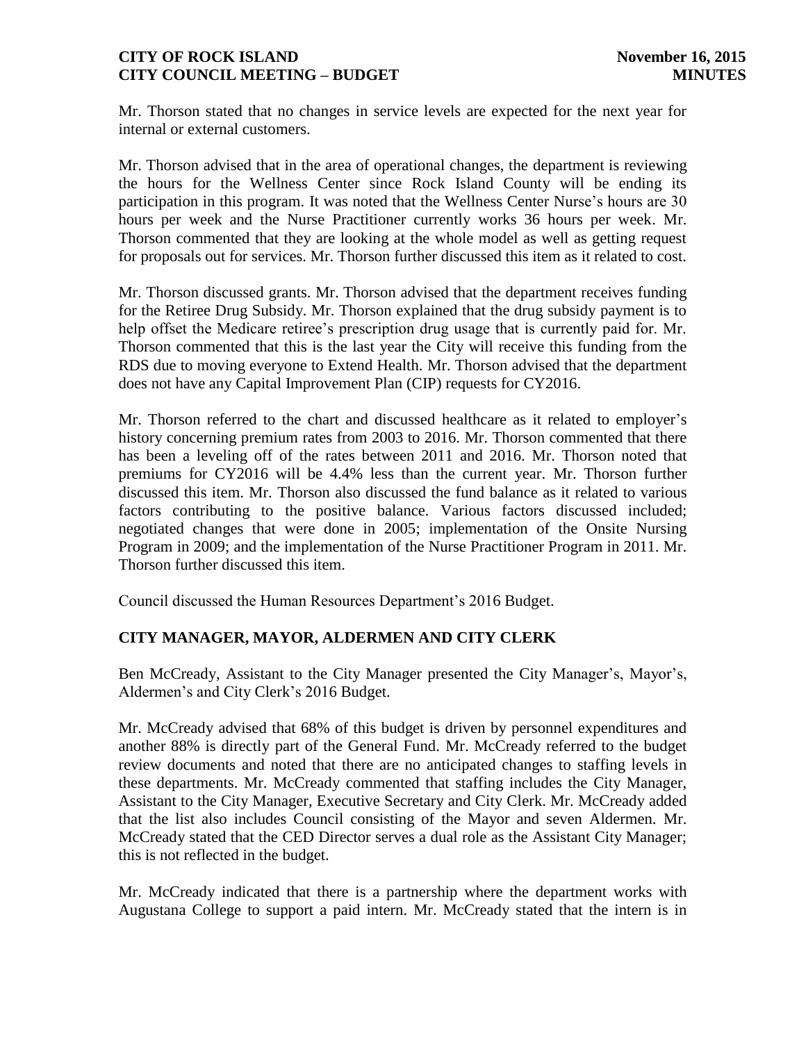Mr. Thorson stated that no changes in service levels are expected for the next year for internal or external customers.

Mr. Thorson advised that in the area of operational changes, the department is reviewing the hours for the Wellness Center since Rock Island County will be ending its participation in this program. It was noted that the Wellness Center Nurse's hours are 30 hours per week and the Nurse Practitioner currently works 36 hours per week. Mr. Thorson commented that they are looking at the whole model as well as getting request for proposals out for services. Mr. Thorson further discussed this item as it related to cost.

Mr. Thorson discussed grants. Mr. Thorson advised that the department receives funding for the Retiree Drug Subsidy. Mr. Thorson explained that the drug subsidy payment is to help offset the Medicare retiree's prescription drug usage that is currently paid for. Mr. Thorson commented that this is the last year the City will receive this funding from the RDS due to moving everyone to Extend Health. Mr. Thorson advised that the department does not have any Capital Improvement Plan (CIP) requests for CY2016.

Mr. Thorson referred to the chart and discussed healthcare as it related to employer's history concerning premium rates from 2003 to 2016. Mr. Thorson commented that there has been a leveling off of the rates between 2011 and 2016. Mr. Thorson noted that premiums for CY2016 will be 4.4% less than the current year. Mr. Thorson further discussed this item. Mr. Thorson also discussed the fund balance as it related to various factors contributing to the positive balance. Various factors discussed included; negotiated changes that were done in 2005; implementation of the Onsite Nursing Program in 2009; and the implementation of the Nurse Practitioner Program in 2011. Mr. Thorson further discussed this item.

Council discussed the Human Resources Department's 2016 Budget.

## CITY MANAGER, MAYOR, ALDERMEN AND CITY CLERK

Ben McCready, Assistant to the City Manager presented the City Manager's, Mayor's, Aldermen's and City Clerk's 2016 Budget.

Mr. McCready advised that 68% of this budget is driven by personnel expenditures and another 88% is directly part of the General Fund. Mr. McCready referred to the budget review documents and noted that there are no anticipated changes to staffing levels in these departments. Mr. McCready commented that staffing includes the City Manager, Assistant to the City Manager, Executive Secretary and City Clerk. Mr. McCready added that the list also includes Council consisting of the Mayor and seven Aldermen. Mr. McCready stated that the CED Director serves a dual role as the Assistant City Manager; this is not reflected in the budget.

Mr. McCready indicated that there is a partnership where the department works with Augustana College to support a paid intern. Mr. McCready stated that the intern is in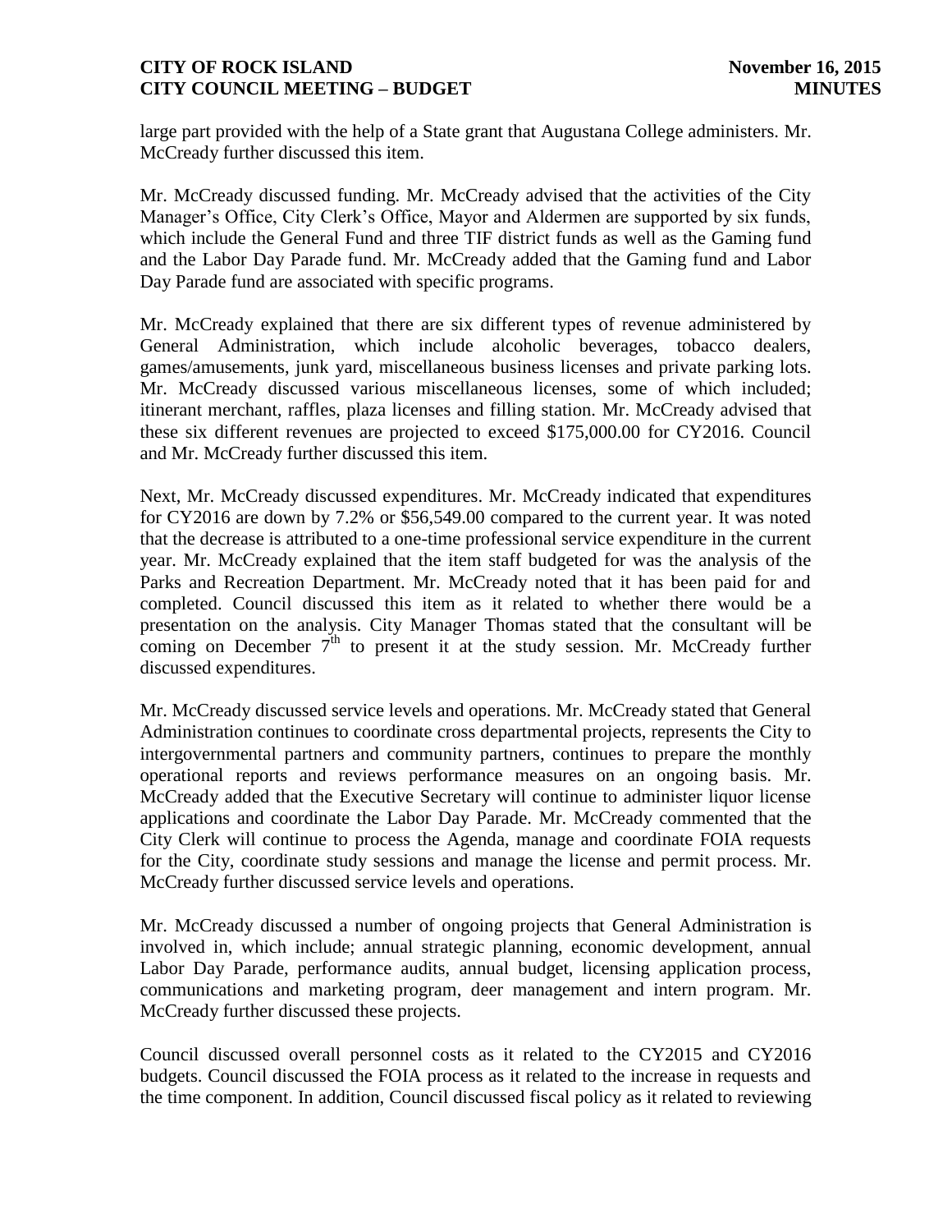large part provided with the help of a State grant that Augustana College administers. Mr. McCready further discussed this item.

Mr. McCready discussed funding. Mr. McCready advised that the activities of the City Manager's Office, City Clerk's Office, Mayor and Aldermen are supported by six funds, which include the General Fund and three TIF district funds as well as the Gaming fund and the Labor Day Parade fund. Mr. McCready added that the Gaming fund and Labor Day Parade fund are associated with specific programs.

Mr. McCready explained that there are six different types of revenue administered by General Administration, which include alcoholic beverages, tobacco dealers, games/amusements, junk yard, miscellaneous business licenses and private parking lots. Mr. McCready discussed various miscellaneous licenses, some of which included; itinerant merchant, raffles, plaza licenses and filling station. Mr. McCready advised that these six different revenues are projected to exceed $175,000.00 for CY2016. Council and Mr. McCready further discussed this item.

Next, Mr. McCready discussed expenditures. Mr. McCready indicated that expenditures for CY2016 are down by 7.2% or $56,549.00 compared to the current year. It was noted that the decrease is attributed to a one-time professional service expenditure in the current year. Mr. McCready explained that the item staff budgeted for was the analysis of the Parks and Recreation Department. Mr. McCready noted that it has been paid for and completed. Council discussed this item as it related to whether there would be a presentation on the analysis. City Manager Thomas stated that the consultant will be coming on December 7th to present it at the study session. Mr. McCready further discussed expenditures.

Mr. McCready discussed service levels and operations. Mr. McCready stated that General Administration continues to coordinate cross departmental projects, represents the City to intergovernmental partners and community partners, continues to prepare the monthly operational reports and reviews performance measures on an ongoing basis. Mr. McCready added that the Executive Secretary will continue to administer liquor license applications and coordinate the Labor Day Parade. Mr. McCready commented that the City Clerk will continue to process the Agenda, manage and coordinate FOIA requests for the City, coordinate study sessions and manage the license and permit process. Mr. McCready further discussed service levels and operations.

Mr. McCready discussed a number of ongoing projects that General Administration is involved in, which include; annual strategic planning, economic development, annual Labor Day Parade, performance audits, annual budget, licensing application process, communications and marketing program, deer management and intern program. Mr. McCready further discussed these projects.

Council discussed overall personnel costs as it related to the CY2015 and CY2016 budgets. Council discussed the FOIA process as it related to the increase in requests and the time component. In addition, Council discussed fiscal policy as it related to reviewing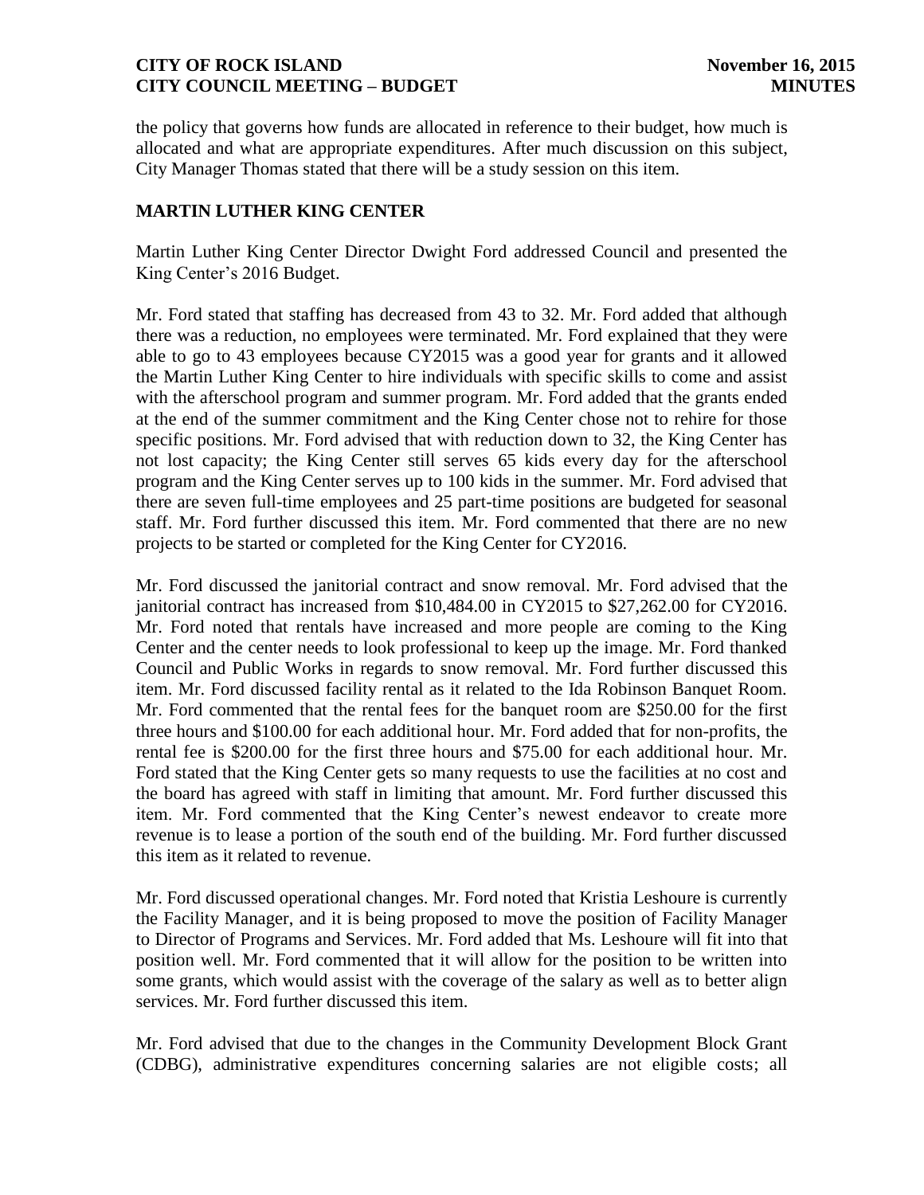the policy that governs how funds are allocated in reference to their budget, how much is allocated and what are appropriate expenditures. After much discussion on this subject, City Manager Thomas stated that there will be a study session on this item.

## MARTIN LUTHER KING CENTER

Martin Luther King Center Director Dwight Ford addressed Council and presented the King Center's 2016 Budget.

Mr. Ford stated that staffing has decreased from 43 to 32. Mr. Ford added that although there was a reduction, no employees were terminated. Mr. Ford explained that they were able to go to 43 employees because CY2015 was a good year for grants and it allowed the Martin Luther King Center to hire individuals with specific skills to come and assist with the afterschool program and summer program. Mr. Ford added that the grants ended at the end of the summer commitment and the King Center chose not to rehire for those specific positions. Mr. Ford advised that with reduction down to 32, the King Center has not lost capacity; the King Center still serves 65 kids every day for the afterschool program and the King Center serves up to 100 kids in the summer. Mr. Ford advised that there are seven full-time employees and 25 part-time positions are budgeted for seasonal staff. Mr. Ford further discussed this item. Mr. Ford commented that there are no new projects to be started or completed for the King Center for CY2016.

Mr. Ford discussed the janitorial contract and snow removal. Mr. Ford advised that the janitorial contract has increased from $10,484.00 in CY2015 to $27,262.00 for CY2016. Mr. Ford noted that rentals have increased and more people are coming to the King Center and the center needs to look professional to keep up the image. Mr. Ford thanked Council and Public Works in regards to snow removal. Mr. Ford further discussed this item. Mr. Ford discussed facility rental as it related to the Ida Robinson Banquet Room. Mr. Ford commented that the rental fees for the banquet room are $250.00 for the first three hours and $100.00 for each additional hour. Mr. Ford added that for non-profits, the rental fee is $200.00 for the first three hours and $75.00 for each additional hour. Mr. Ford stated that the King Center gets so many requests to use the facilities at no cost and the board has agreed with staff in limiting that amount. Mr. Ford further discussed this item. Mr. Ford commented that the King Center's newest endeavor to create more revenue is to lease a portion of the south end of the building. Mr. Ford further discussed this item as it related to revenue.

Mr. Ford discussed operational changes. Mr. Ford noted that Kristia Leshoure is currently the Facility Manager, and it is being proposed to move the position of Facility Manager to Director of Programs and Services. Mr. Ford added that Ms. Leshoure will fit into that position well. Mr. Ford commented that it will allow for the position to be written into some grants, which would assist with the coverage of the salary as well as to better align services. Mr. Ford further discussed this item.

Mr. Ford advised that due to the changes in the Community Development Block Grant (CDBG), administrative expenditures concerning salaries are not eligible costs; all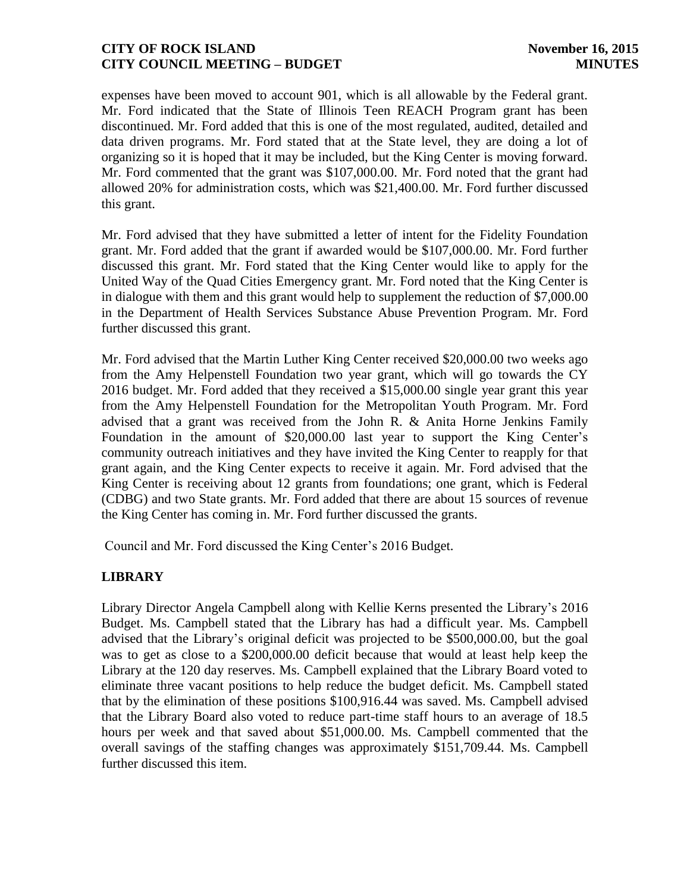expenses have been moved to account 901, which is all allowable by the Federal grant. Mr. Ford indicated that the State of Illinois Teen REACH Program grant has been discontinued. Mr. Ford added that this is one of the most regulated, audited, detailed and data driven programs. Mr. Ford stated that at the State level, they are doing a lot of organizing so it is hoped that it may be included, but the King Center is moving forward. Mr. Ford commented that the grant was $107,000.00. Mr. Ford noted that the grant had allowed 20% for administration costs, which was $21,400.00. Mr. Ford further discussed this grant.

Mr. Ford advised that they have submitted a letter of intent for the Fidelity Foundation grant. Mr. Ford added that the grant if awarded would be $107,000.00. Mr. Ford further discussed this grant. Mr. Ford stated that the King Center would like to apply for the United Way of the Quad Cities Emergency grant. Mr. Ford noted that the King Center is in dialogue with them and this grant would help to supplement the reduction of $7,000.00 in the Department of Health Services Substance Abuse Prevention Program. Mr. Ford further discussed this grant.

Mr. Ford advised that the Martin Luther King Center received $20,000.00 two weeks ago from the Amy Helpenstell Foundation two year grant, which will go towards the CY 2016 budget. Mr. Ford added that they received a $15,000.00 single year grant this year from the Amy Helpenstell Foundation for the Metropolitan Youth Program. Mr. Ford advised that a grant was received from the John R. & Anita Horne Jenkins Family Foundation in the amount of $20,000.00 last year to support the King Center's community outreach initiatives and they have invited the King Center to reapply for that grant again, and the King Center expects to receive it again. Mr. Ford advised that the King Center is receiving about 12 grants from foundations; one grant, which is Federal (CDBG) and two State grants. Mr. Ford added that there are about 15 sources of revenue the King Center has coming in. Mr. Ford further discussed the grants.

Council and Mr. Ford discussed the King Center's 2016 Budget.

## LIBRARY

Library Director Angela Campbell along with Kellie Kerns presented the Library's 2016 Budget. Ms. Campbell stated that the Library has had a difficult year. Ms. Campbell advised that the Library's original deficit was projected to be $500,000.00, but the goal was to get as close to a $200,000.00 deficit because that would at least help keep the Library at the 120 day reserves. Ms. Campbell explained that the Library Board voted to eliminate three vacant positions to help reduce the budget deficit. Ms. Campbell stated that by the elimination of these positions $100,916.44 was saved. Ms. Campbell advised that the Library Board also voted to reduce part-time staff hours to an average of 18.5 hours per week and that saved about $51,000.00. Ms. Campbell commented that the overall savings of the staffing changes was approximately $151,709.44. Ms. Campbell further discussed this item.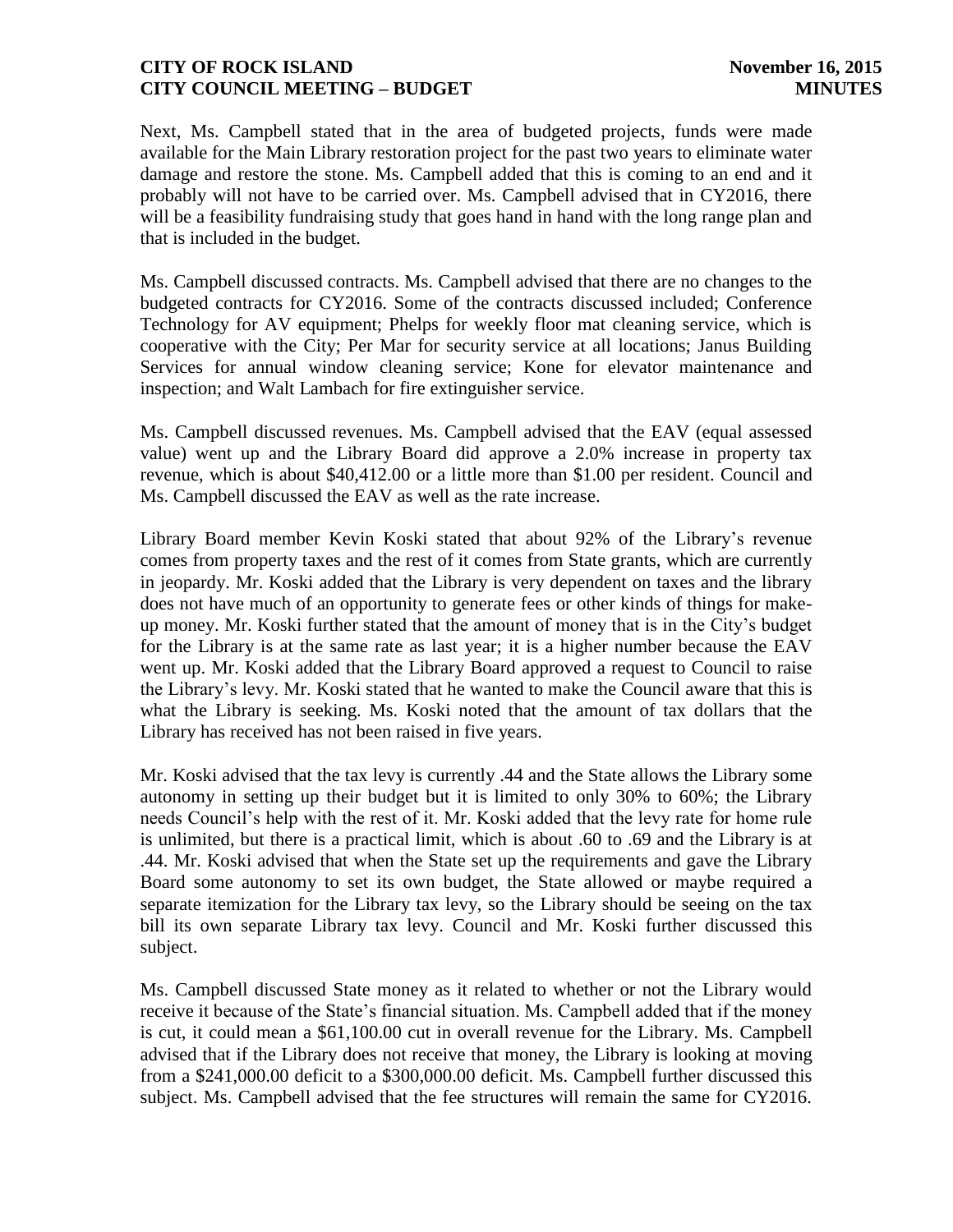Next, Ms. Campbell stated that in the area of budgeted projects, funds were made available for the Main Library restoration project for the past two years to eliminate water damage and restore the stone. Ms. Campbell added that this is coming to an end and it probably will not have to be carried over. Ms. Campbell advised that in CY2016, there will be a feasibility fundraising study that goes hand in hand with the long range plan and that is included in the budget.

Ms. Campbell discussed contracts. Ms. Campbell advised that there are no changes to the budgeted contracts for CY2016. Some of the contracts discussed included; Conference Technology for AV equipment; Phelps for weekly floor mat cleaning service, which is cooperative with the City; Per Mar for security service at all locations; Janus Building Services for annual window cleaning service; Kone for elevator maintenance and inspection; and Walt Lambach for fire extinguisher service.

Ms. Campbell discussed revenues. Ms. Campbell advised that the EAV (equal assessed value) went up and the Library Board did approve a 2.0% increase in property tax revenue, which is about $40,412.00 or a little more than $1.00 per resident. Council and Ms. Campbell discussed the EAV as well as the rate increase.

Library Board member Kevin Koski stated that about 92% of the Library's revenue comes from property taxes and the rest of it comes from State grants, which are currently in jeopardy. Mr. Koski added that the Library is very dependent on taxes and the library does not have much of an opportunity to generate fees or other kinds of things for make-up money. Mr. Koski further stated that the amount of money that is in the City's budget for the Library is at the same rate as last year; it is a higher number because the EAV went up. Mr. Koski added that the Library Board approved a request to Council to raise the Library's levy. Mr. Koski stated that he wanted to make the Council aware that this is what the Library is seeking. Ms. Koski noted that the amount of tax dollars that the Library has received has not been raised in five years.

Mr. Koski advised that the tax levy is currently .44 and the State allows the Library some autonomy in setting up their budget but it is limited to only 30% to 60%; the Library needs Council's help with the rest of it. Mr. Koski added that the levy rate for home rule is unlimited, but there is a practical limit, which is about .60 to .69 and the Library is at .44. Mr. Koski advised that when the State set up the requirements and gave the Library Board some autonomy to set its own budget, the State allowed or maybe required a separate itemization for the Library tax levy, so the Library should be seeing on the tax bill its own separate Library tax levy. Council and Mr. Koski further discussed this subject.

Ms. Campbell discussed State money as it related to whether or not the Library would receive it because of the State's financial situation. Ms. Campbell added that if the money is cut, it could mean a $61,100.00 cut in overall revenue for the Library. Ms. Campbell advised that if the Library does not receive that money, the Library is looking at moving from a $241,000.00 deficit to a $300,000.00 deficit. Ms. Campbell further discussed this subject. Ms. Campbell advised that the fee structures will remain the same for CY2016.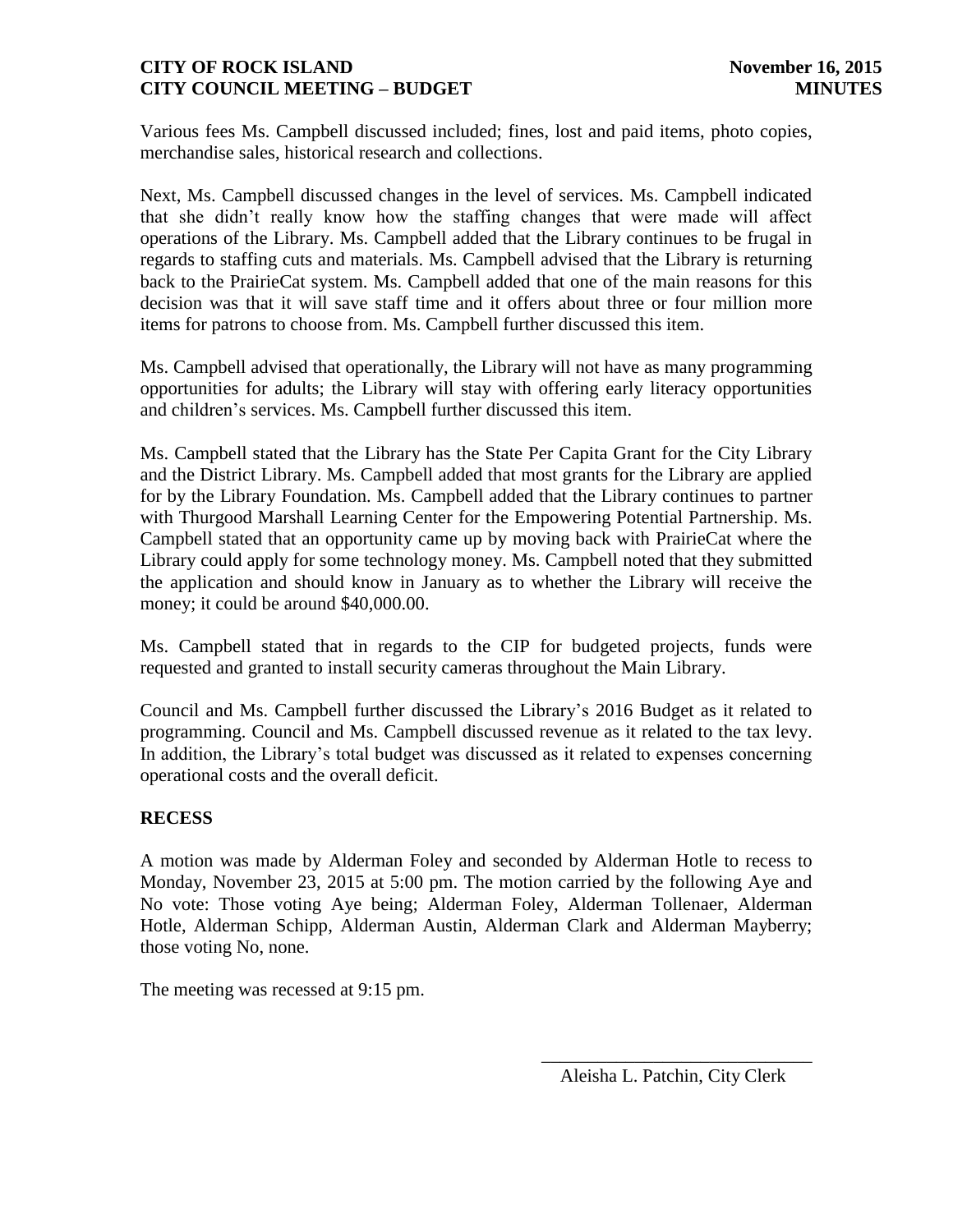Various fees Ms. Campbell discussed included; fines, lost and paid items, photo copies, merchandise sales, historical research and collections.

Next, Ms. Campbell discussed changes in the level of services. Ms. Campbell indicated that she didn't really know how the staffing changes that were made will affect operations of the Library. Ms. Campbell added that the Library continues to be frugal in regards to staffing cuts and materials. Ms. Campbell advised that the Library is returning back to the PrairieCat system. Ms. Campbell added that one of the main reasons for this decision was that it will save staff time and it offers about three or four million more items for patrons to choose from. Ms. Campbell further discussed this item.

Ms. Campbell advised that operationally, the Library will not have as many programming opportunities for adults; the Library will stay with offering early literacy opportunities and children's services. Ms. Campbell further discussed this item.

Ms. Campbell stated that the Library has the State Per Capita Grant for the City Library and the District Library. Ms. Campbell added that most grants for the Library are applied for by the Library Foundation. Ms. Campbell added that the Library continues to partner with Thurgood Marshall Learning Center for the Empowering Potential Partnership. Ms. Campbell stated that an opportunity came up by moving back with PrairieCat where the Library could apply for some technology money. Ms. Campbell noted that they submitted the application and should know in January as to whether the Library will receive the money; it could be around $40,000.00.

Ms. Campbell stated that in regards to the CIP for budgeted projects, funds were requested and granted to install security cameras throughout the Main Library.

Council and Ms. Campbell further discussed the Library's 2016 Budget as it related to programming. Council and Ms. Campbell discussed revenue as it related to the tax levy. In addition, the Library's total budget was discussed as it related to expenses concerning operational costs and the overall deficit.

## RECESS

A motion was made by Alderman Foley and seconded by Alderman Hotle to recess to Monday, November 23, 2015 at 5:00 pm. The motion carried by the following Aye and No vote: Those voting Aye being; Alderman Foley, Alderman Tollenaer, Alderman Hotle, Alderman Schipp, Alderman Austin, Alderman Clark and Alderman Mayberry; those voting No, none.

The meeting was recessed at 9:15 pm.

\_\_\_\_\_\_\_\_\_\_\_\_\_\_\_\_\_\_\_\_\_\_\_\_\_\_\_\_\_\_

Aleisha L. Patchin, City Clerk